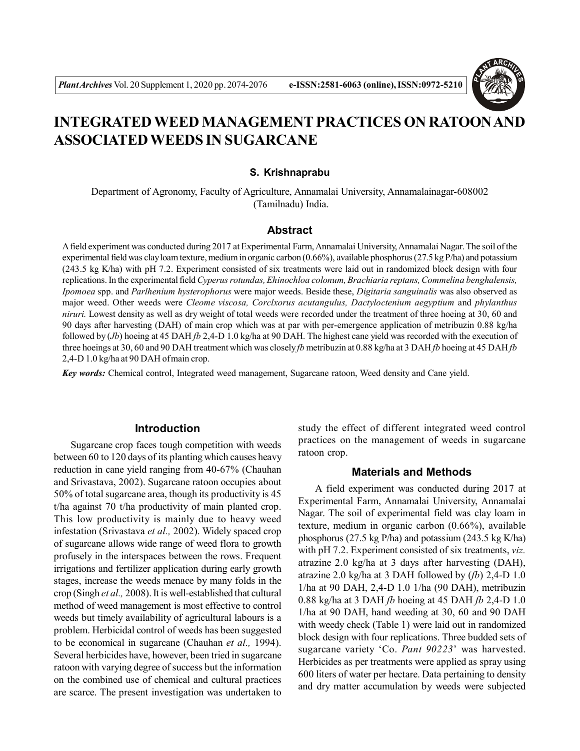# INTEGRATED WEED MANAGEMENT PRACTICES ON RATOON AND ASSOCIATED WEEDS IN SUGARCANE

**S. Krishnaprabu**

Department of Agronomy, Faculty of Agriculture, Annamalai University, Annamalainagar-608002 (Tamilnadu) India.

## Abstract

A field experiment was conducted during 2017 at Experimental Farm, Annamalai University, Annamalai Nagar. The soil of the experimental field was clay loam texture, medium in organic carbon (0.66%), available phosphorus (27.5 kg P/ha) and potassium (243.5 kg K/ha) with pH 7.2. Experiment consisted of six treatments were laid out in randomized block design with four replications. In the experimental field *Cyperus rotundas, Ehinochloa colonum, Brachiaria reptans, Commelina benghalensis, Ipomoea* spp. and *Parlhenium hysterophorus* were major weeds. Beside these, *Digitaria sanguinalis* was also observed as major weed. Other weeds were *Cleome viscosa, Corclxorus acutangulus, Dactyloctenium aegyptium* and *phylanthus niruri.* Lowest density as well as dry weight of total weeds were recorded under the treatment of three hoeing at 30, 60 and 90 days after harvesting (DAH) of main crop which was at par with per-emergence application of metribuzin 0.88 kg/ha followed by (*Jb*) hoeing at 45 DAH *fb* 2,4-D 1.0 kg/ha at 90 DAH. The highest cane yield was recorded with the execution of three hoeings at 30, 60 and 90 DAH treatment which was closely *fb* metribuzin at 0.88 kg/ha at 3 DAH *fb* hoeing at 45 DAH *fb* 2,4-D 1.0 kg/ha at 90 DAH of main crop.

***Key words:*** Chemical control, Integrated weed management, Sugarcane ratoon, Weed density and Cane yield.

## Introduction

Sugarcane crop faces tough competition with weeds between 60 to 120 days of its planting which causes heavy reduction in cane yield ranging from 40-67% (Chauhan and Srivastava, 2002). Sugarcane ratoon occupies about 50% of total sugarcane area, though its productivity is 45 t/ha against 70 t/ha productivity of main planted crop. This low productivity is mainly due to heavy weed infestation (Srivastava *et al.,* 2002). Widely spaced crop of sugarcane allows wide range of weed flora to growth profusely in the interspaces between the rows. Frequent irrigations and fertilizer application during early growth stages, increase the weeds menace by many folds in the crop (Singh *et al.,* 2008). It is well-established that cultural method of weed management is most effective to control weeds but timely availability of agricultural labours is a problem. Herbicidal control of weeds has been suggested to be economical in sugarcane (Chauhan *et al.,* 1994). Several herbicides have, however, been tried in sugarcane ratoon with varying degree of success but the information on the combined use of chemical and cultural practices are scarce. The present investigation was undertaken to study the effect of different integrated weed control practices on the management of weeds in sugarcane ratoon crop.

## Materials and Methods

A field experiment was conducted during 2017 at Experimental Farm, Annamalai University, Annamalai Nagar. The soil of experimental field was clay loam in texture, medium in organic carbon (0.66%), available phosphorus (27.5 kg P/ha) and potassium (243.5 kg K/ha) with pH 7.2. Experiment consisted of six treatments, *viz.* atrazine 2.0 kg/ha at 3 days after harvesting (DAH), atrazine 2.0 kg/ha at 3 DAH followed by (*fb*) 2,4-D 1.0 1/ha at 90 DAH, 2,4-D 1.0 1/ha (90 DAH), metribuzin 0.88 kg/ha at 3 DAH *fb* hoeing at 45 DAH *fb* 2,4-D 1.0 1/ha at 90 DAH, hand weeding at 30, 60 and 90 DAH with weedy check (Table 1) were laid out in randomized block design with four replications. Three budded sets of sugarcane variety 'Co. *Pant 90223*' was harvested. Herbicides as per treatments were applied as spray using 600 liters of water per hectare. Data pertaining to density and dry matter accumulation by weeds were subjected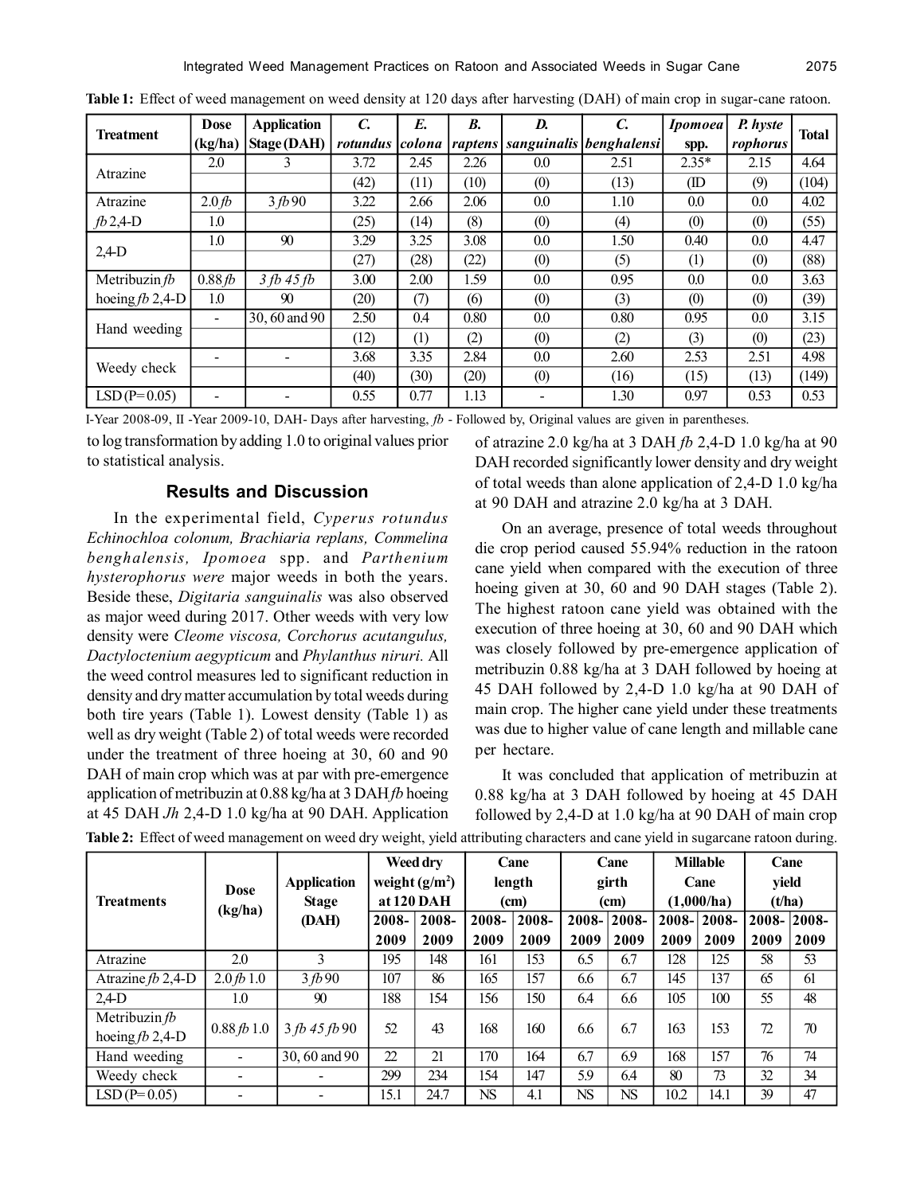**Table 1:** Effect of weed management on weed density at 120 days after harvesting (DAH) of main crop in sugar-cane ratoon.

| Treatment | Dose (kg/ha) | Application Stage (DAH) | *C. rotundus* | *E. colona* | *B. raptens* | *D. sanguinalis* | *C. benghalensi* | *Ipomoea* spp. | *P. hysterophorus* | Total |
|---|---|---|---|---|---|---|---|---|---|---|
| Atrazine | 2.0 | 3 | 3.72 | 2.45 | 2.26 | 0.0 | 2.51 | 2.35* | 2.15 | 4.64 |
| | | | (42) | (11) | (10) | (0) | (13) | (ID | (9) | (104) |
| Atrazine | 2.0 *fb* | 3 *fb* 90 | 3.22 | 2.66 | 2.06 | 0.0 | 1.10 | 0.0 | 0.0 | 4.02 |
| *fb* 2,4-D | 1.0 | | (25) | (14) | (8) | (0) | (4) | (0) | (0) | (55) |
| 2,4-D | 1.0 | 90 | 3.29 | 3.25 | 3.08 | 0.0 | 1.50 | 0.40 | 0.0 | 4.47 |
| | | | (27) | (28) | (22) | (0) | (5) | (1) | (0) | (88) |
| Metribuzin *fb* | 0.88 *fb* | *3 fb 45 fb* | 3.00 | 2.00 | 1.59 | 0.0 | 0.95 | 0.0 | 0.0 | 3.63 |
| hoeing *fb* 2,4-D | 1.0 | 90 | (20) | (7) | (6) | (0) | (3) | (0) | (0) | (39) |
| Hand weeding | - | 30, 60 and 90 | 2.50 | 0.4 | 0.80 | 0.0 | 0.80 | 0.95 | 0.0 | 3.15 |
| | | | (12) | (1) | (2) | (0) | (2) | (3) | (0) | (23) |
| Weedy check | - | - | 3.68 | 3.35 | 2.84 | 0.0 | 2.60 | 2.53 | 2.51 | 4.98 |
| | | | (40) | (30) | (20) | (0) | (16) | (15) | (13) | (149) |
| LSD (P= 0.05) | - | - | 0.55 | 0.77 | 1.13 | - | 1.30 | 0.97 | 0.53 | 0.53 |

I-Year 2008-09, II -Year 2009-10, DAH- Days after harvesting, *fb* - Followed by, Original values are given in parentheses.

to log transformation by adding 1.0 to original values prior to statistical analysis.

## Results and Discussion

In the experimental field, *Cyperus rotundus Echinochloa colonum, Brachiaria replans, Commelina benghalensis, Ipomoea* spp. and *Parthenium hysterophorus were* major weeds in both the years. Beside these, *Digitaria sanguinalis* was also observed as major weed during 2017. Other weeds with very low density were *Cleome viscosa, Corchorus acutangulus, Dactyloctenium aegypticum* and *Phylanthus niruri.* All the weed control measures led to significant reduction in density and dry matter accumulation by total weeds during both tire years (Table 1). Lowest density (Table 1) as well as dry weight (Table 2) of total weeds were recorded under the treatment of three hoeing at 30, 60 and 90 DAH of main crop which was at par with pre-emergence application of metribuzin at 0.88 kg/ha at 3 DAH *fb* hoeing at 45 DAH *Jh* 2,4-D 1.0 kg/ha at 90 DAH. Application of atrazine 2.0 kg/ha at 3 DAH *fb* 2,4-D 1.0 kg/ha at 90 DAH recorded significantly lower density and dry weight of total weeds than alone application of 2,4-D 1.0 kg/ha at 90 DAH and atrazine 2.0 kg/ha at 3 DAH.

On an average, presence of total weeds throughout die crop period caused 55.94% reduction in the ratoon cane yield when compared with the execution of three hoeing given at 30, 60 and 90 DAH stages (Table 2). The highest ratoon cane yield was obtained with the execution of three hoeing at 30, 60 and 90 DAH which was closely followed by pre-emergence application of metribuzin 0.88 kg/ha at 3 DAH followed by hoeing at 45 DAH followed by 2,4-D 1.0 kg/ha at 90 DAH of main crop. The higher cane yield under these treatments was due to higher value of cane length and millable cane per hectare.

It was concluded that application of metribuzin at 0.88 kg/ha at 3 DAH followed by hoeing at 45 DAH followed by 2,4-D at 1.0 kg/ha at 90 DAH of main crop

**Table 2:** Effect of weed management on weed dry weight, yield attributing characters and cane yield in sugarcane ratoon during.

| Treatments | Dose (kg/ha) | Application Stage (DAH) | Weed dry weight ($g/m^2$) at 120 DAH | | Cane length (cm) | | Cane girth (cm) | | Millable Cane (1,000/ha) | | Cane yield (t/ha) | |
|---|---|---|---|---|---|---|---|---|---|---|---|---|
| | | | 2008-2009 | 2008-2009 | 2008-2009 | 2008-2009 | 2008-2009 | 2008-2009 | 2008-2009 | 2008-2009 | 2008-2009 | 2008-2009 |
| Atrazine | 2.0 | 3 | 195 | 148 | 161 | 153 | 6.5 | 6.7 | 128 | 125 | 58 | 53 |
| Atrazine *fb* 2,4-D | 2.0 *fb* 1.0 | 3 *fb* 90 | 107 | 86 | 165 | 157 | 6.6 | 6.7 | 145 | 137 | 65 | 61 |
| 2,4-D | 1.0 | 90 | 188 | 154 | 156 | 150 | 6.4 | 6.6 | 105 | 100 | 55 | 48 |
| Metribuzin *fb* hoeing *fb* 2,4-D | 0.88 *fb* 1.0 | 3 *fb* 45 *fb* 90 | 52 | 43 | 168 | 160 | 6.6 | 6.7 | 163 | 153 | 72 | 70 |
| Hand weeding | - | 30, 60 and 90 | 22 | 21 | 170 | 164 | 6.7 | 6.9 | 168 | 157 | 76 | 74 |
| Weedy check | - | - | 299 | 234 | 154 | 147 | 5.9 | 6.4 | 80 | 73 | 32 | 34 |
| LSD (P= 0.05) | - | - | 15.1 | 24.7 | NS | 4.1 | NS | NS | 10.2 | 14.1 | 39 | 47 |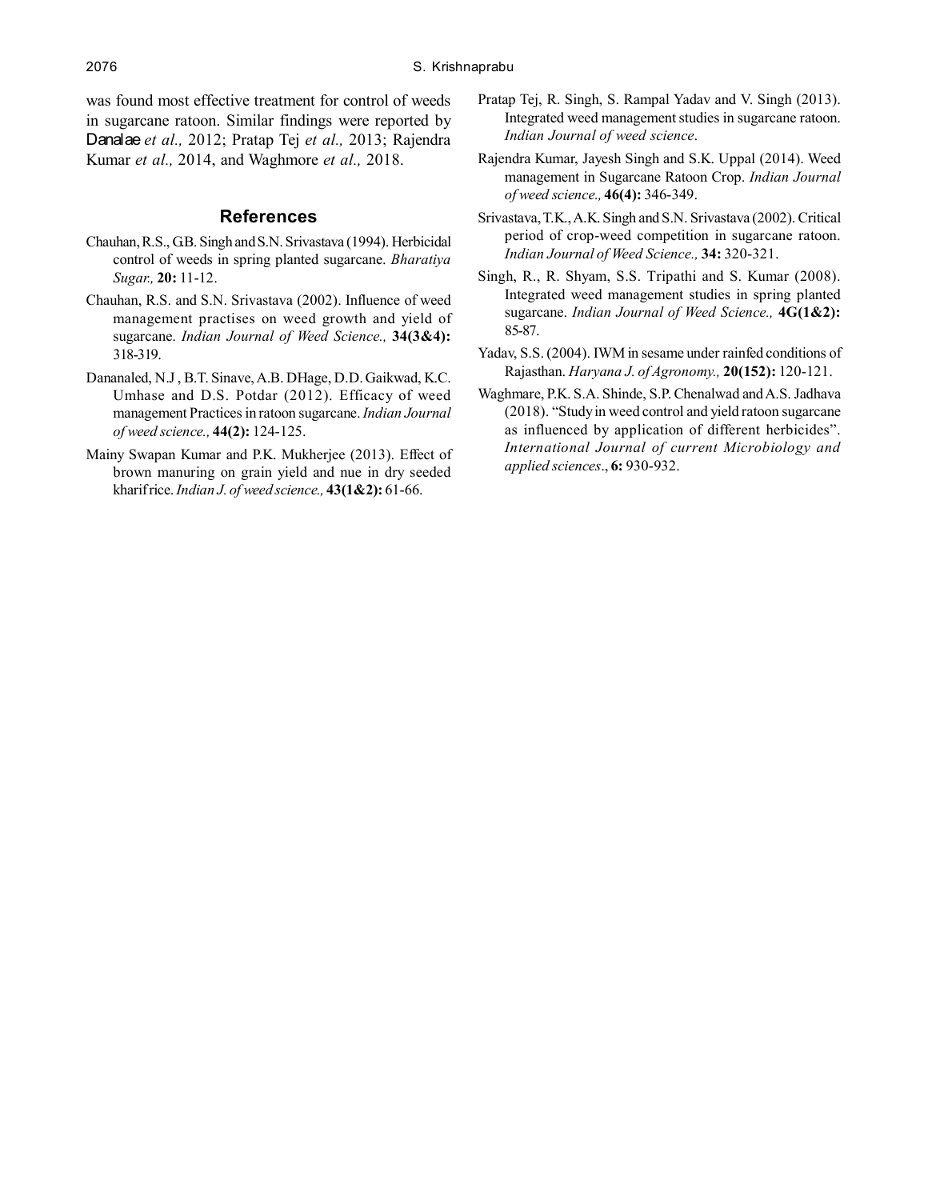was found most effective treatment for control of weeds in sugarcane ratoon. Similar findings were reported by Danalae *et al.,* 2012; Pratap Tej *et al.,* 2013; Rajendra Kumar *et al.,* 2014, and Waghmore *et al.,* 2018.

## References

Chauhan, R.S., G.B. Singh and S.N. Srivastava (1994). Herbicidal control of weeds in spring planted sugarcane. *Bharatiya Sugar.,* **20:** 11-12.

Chauhan, R.S. and S.N. Srivastava (2002). Influence of weed management practises on weed growth and yield of sugarcane. *Indian Journal of Weed Science.,* **34(3&4):** 318-319.

Dananaled, N.J , B.T. Sinave, A.B. DHage, D.D. Gaikwad, K.C. Umhase and D.S. Potdar (2012). Efficacy of weed management Practices in ratoon sugarcane. *Indian Journal of weed science.,* **44(2):** 124-125.

Mainy Swapan Kumar and P.K. Mukherjee (2013). Effect of brown manuring on grain yield and nue in dry seeded kharif rice. *Indian J. of weed science.,* **43(1&2):** 61-66.

Pratap Tej, R. Singh, S. Rampal Yadav and V. Singh (2013). Integrated weed management studies in sugarcane ratoon. *Indian Journal of weed science*.

Rajendra Kumar, Jayesh Singh and S.K. Uppal (2014). Weed management in Sugarcane Ratoon Crop. *Indian Journal of weed science.,* **46(4):** 346-349.

Srivastava, T.K., A.K. Singh and S.N. Srivastava (2002). Critical period of crop-weed competition in sugarcane ratoon. *Indian Journal of Weed Science.,* **34:** 320-321.

Singh, R., R. Shyam, S.S. Tripathi and S. Kumar (2008). Integrated weed management studies in spring planted sugarcane. *Indian Journal of Weed Science.,* **4G(1&2):** 85-87.

Yadav, S.S. (2004). IWM in sesame under rainfed conditions of Rajasthan. *Haryana J. of Agronomy.,* **20(152):** 120-121.

Waghmare, P.K. S.A. Shinde, S.P. Chenalwad and A.S. Jadhava (2018). "Study in weed control and yield ratoon sugarcane as influenced by application of different herbicides". *International Journal of current Microbiology and applied sciences*., **6:** 930-932.